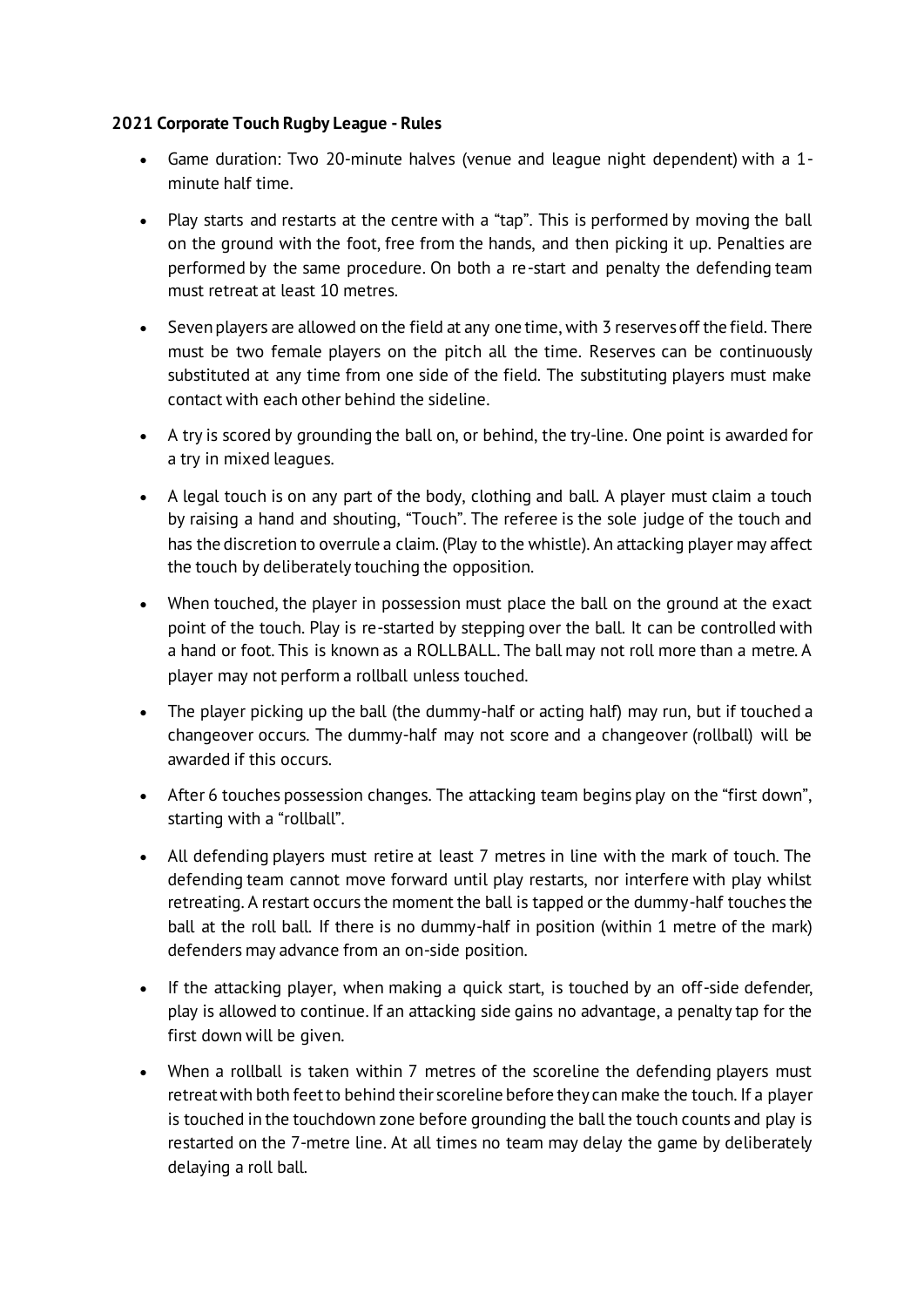**2021 Corporate Touch Rugby League - Rules**

- Game duration: Two 20-minute halves (venue and league night dependent) with a 1-minute half time.
- Play starts and restarts at the centre with a "tap". This is performed by moving the ball on the ground with the foot, free from the hands, and then picking it up. Penalties are performed by the same procedure. On both a re-start and penalty the defending team must retreat at least 10 metres.
- Seven players are allowed on the field at any one time, with 3 reserves off the field. There must be two female players on the pitch all the time. Reserves can be continuously substituted at any time from one side of the field. The substituting players must make contact with each other behind the sideline.
- A try is scored by grounding the ball on, or behind, the try-line. One point is awarded for a try in mixed leagues.
- A legal touch is on any part of the body, clothing and ball. A player must claim a touch by raising a hand and shouting, "Touch". The referee is the sole judge of the touch and has the discretion to overrule a claim. (Play to the whistle). An attacking player may affect the touch by deliberately touching the opposition.
- When touched, the player in possession must place the ball on the ground at the exact point of the touch. Play is re-started by stepping over the ball. It can be controlled with a hand or foot. This is known as a ROLLBALL. The ball may not roll more than a metre. A player may not perform a rollball unless touched.
- The player picking up the ball (the dummy-half or acting half) may run, but if touched a changeover occurs. The dummy-half may not score and a changeover (rollball) will be awarded if this occurs.
- After 6 touches possession changes. The attacking team begins play on the "first down", starting with a "rollball".
- All defending players must retire at least 7 metres in line with the mark of touch. The defending team cannot move forward until play restarts, nor interfere with play whilst retreating. A restart occurs the moment the ball is tapped or the dummy-half touches the ball at the roll ball. If there is no dummy-half in position (within 1 metre of the mark) defenders may advance from an on-side position.
- If the attacking player, when making a quick start, is touched by an off-side defender, play is allowed to continue. If an attacking side gains no advantage, a penalty tap for the first down will be given.
- When a rollball is taken within 7 metres of the scoreline the defending players must retreat with both feet to behind their scoreline before they can make the touch. If a player is touched in the touchdown zone before grounding the ball the touch counts and play is restarted on the 7-metre line. At all times no team may delay the game by deliberately delaying a roll ball.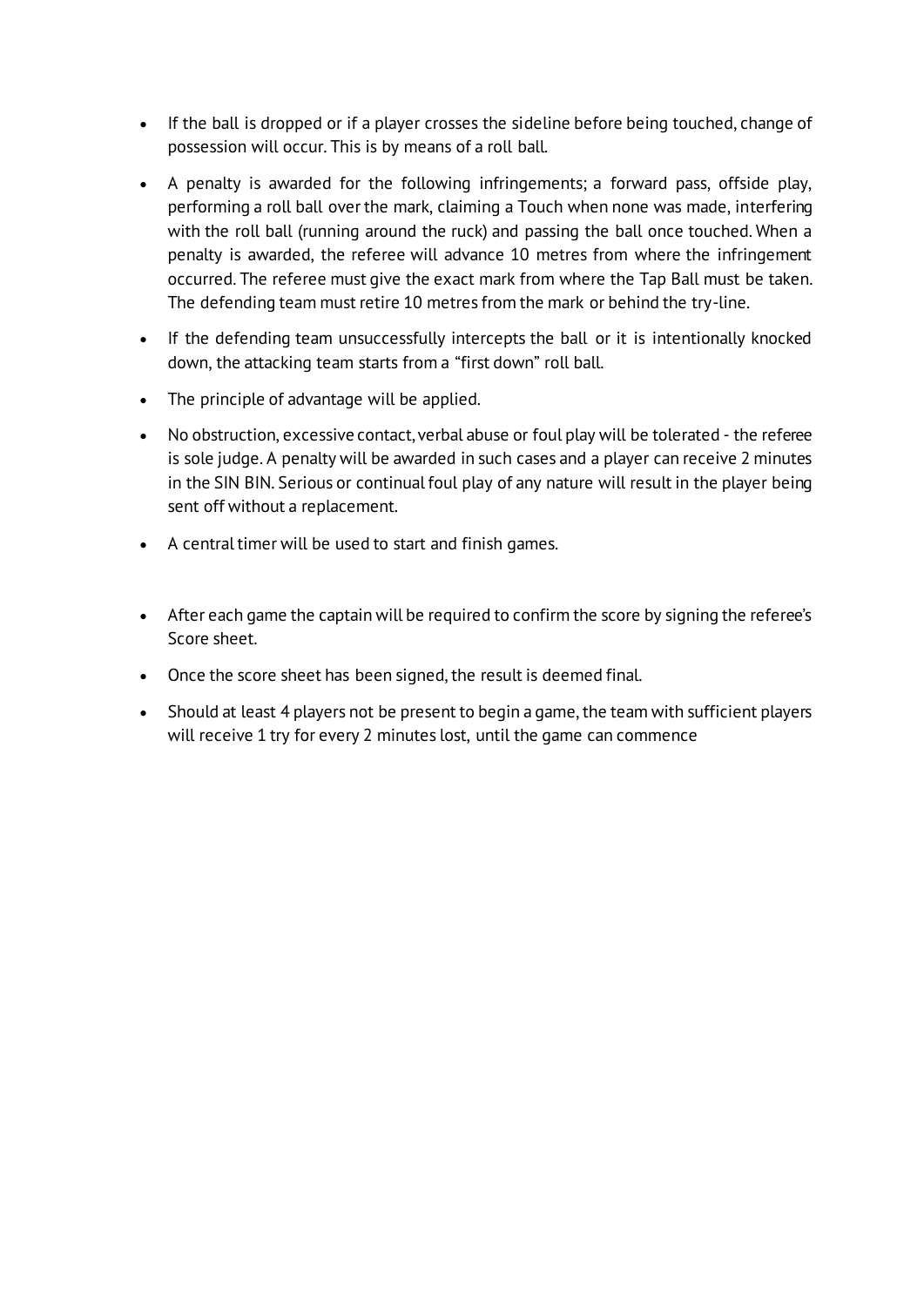- If the ball is dropped or if a player crosses the sideline before being touched, change of possession will occur. This is by means of a roll ball.
- A penalty is awarded for the following infringements; a forward pass, offside play, performing a roll ball over the mark, claiming a Touch when none was made, interfering with the roll ball (running around the ruck) and passing the ball once touched. When a penalty is awarded, the referee will advance 10 metres from where the infringement occurred. The referee must give the exact mark from where the Tap Ball must be taken. The defending team must retire 10 metres from the mark or behind the try-line.
- If the defending team unsuccessfully intercepts the ball or it is intentionally knocked down, the attacking team starts from a "first down" roll ball.
- The principle of advantage will be applied.
- No obstruction, excessive contact, verbal abuse or foul play will be tolerated - the referee is sole judge. A penalty will be awarded in such cases and a player can receive 2 minutes in the SIN BIN. Serious or continual foul play of any nature will result in the player being sent off without a replacement.
- A central timer will be used to start and finish games.
- After each game the captain will be required to confirm the score by signing the referee's Score sheet.
- Once the score sheet has been signed, the result is deemed final.
- Should at least 4 players not be present to begin a game, the team with sufficient players will receive 1 try for every 2 minutes lost, until the game can commence